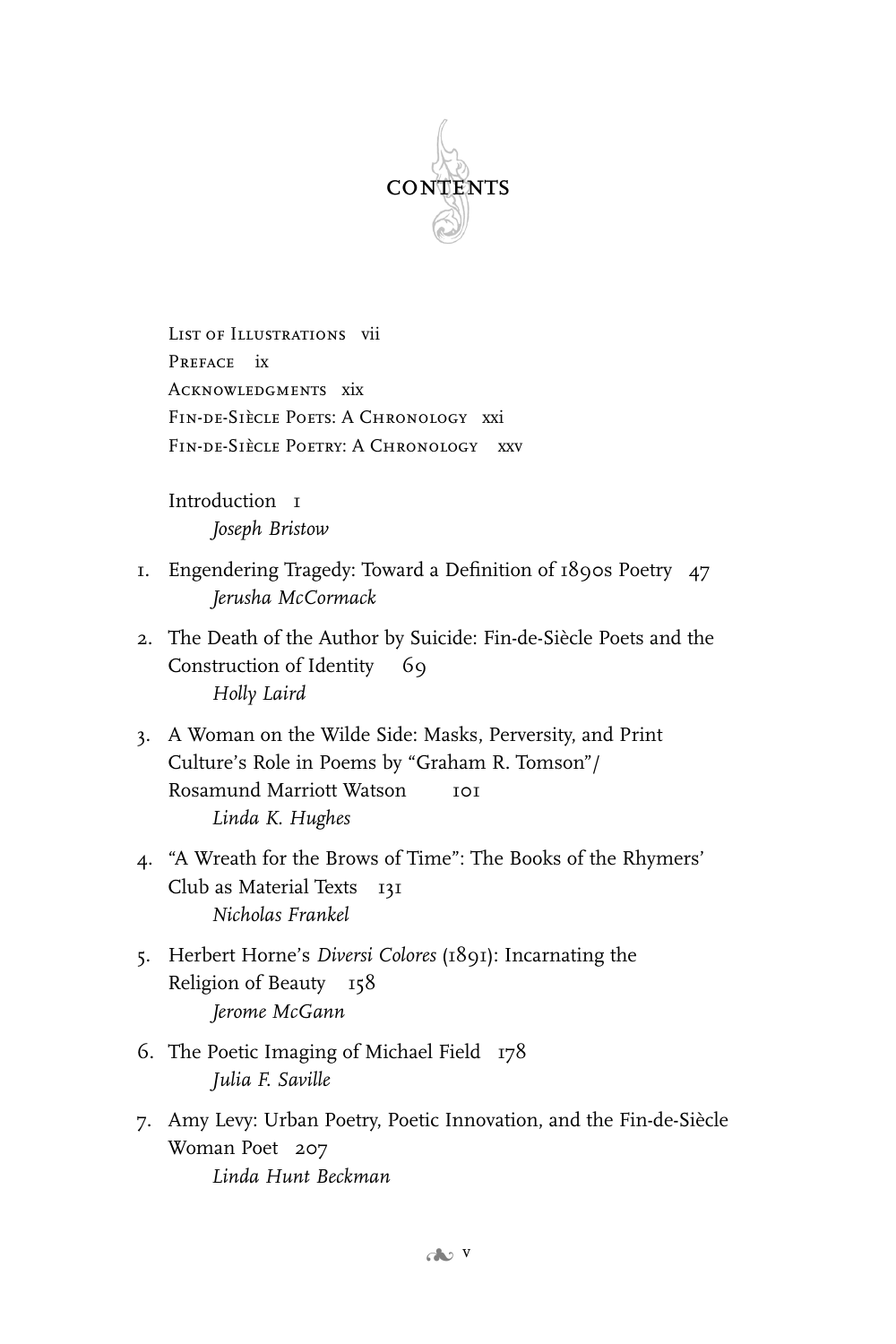# CONTENTS

List of Illustrations vii
Preface ix
Acknowledgments xix
Fin-de-Siècle Poets: A Chronology xxi
Fin-de-Siècle Poetry: A Chronology xxv

Introduction 1
*Joseph Bristow*

1. Engendering Tragedy: Toward a Definition of 1890s Poetry 47
   *Jerusha McCormack*

2. The Death of the Author by Suicide: Fin-de-Siècle Poets and the Construction of Identity 69
   *Holly Laird*

3. A Woman on the Wilde Side: Masks, Perversity, and Print Culture's Role in Poems by "Graham R. Tomson"/ Rosamund Marriott Watson 101
   *Linda K. Hughes*

4. "A Wreath for the Brows of Time": The Books of the Rhymers' Club as Material Texts 131
   *Nicholas Frankel*

5. Herbert Horne's *Diversi Colores* (1891): Incarnating the Religion of Beauty 158
   *Jerome McGann*

6. The Poetic Imaging of Michael Field 178
   *Julia F. Saville*

7. Amy Levy: Urban Poetry, Poetic Innovation, and the Fin-de-Siècle Woman Poet 207
   *Linda Hunt Beckman*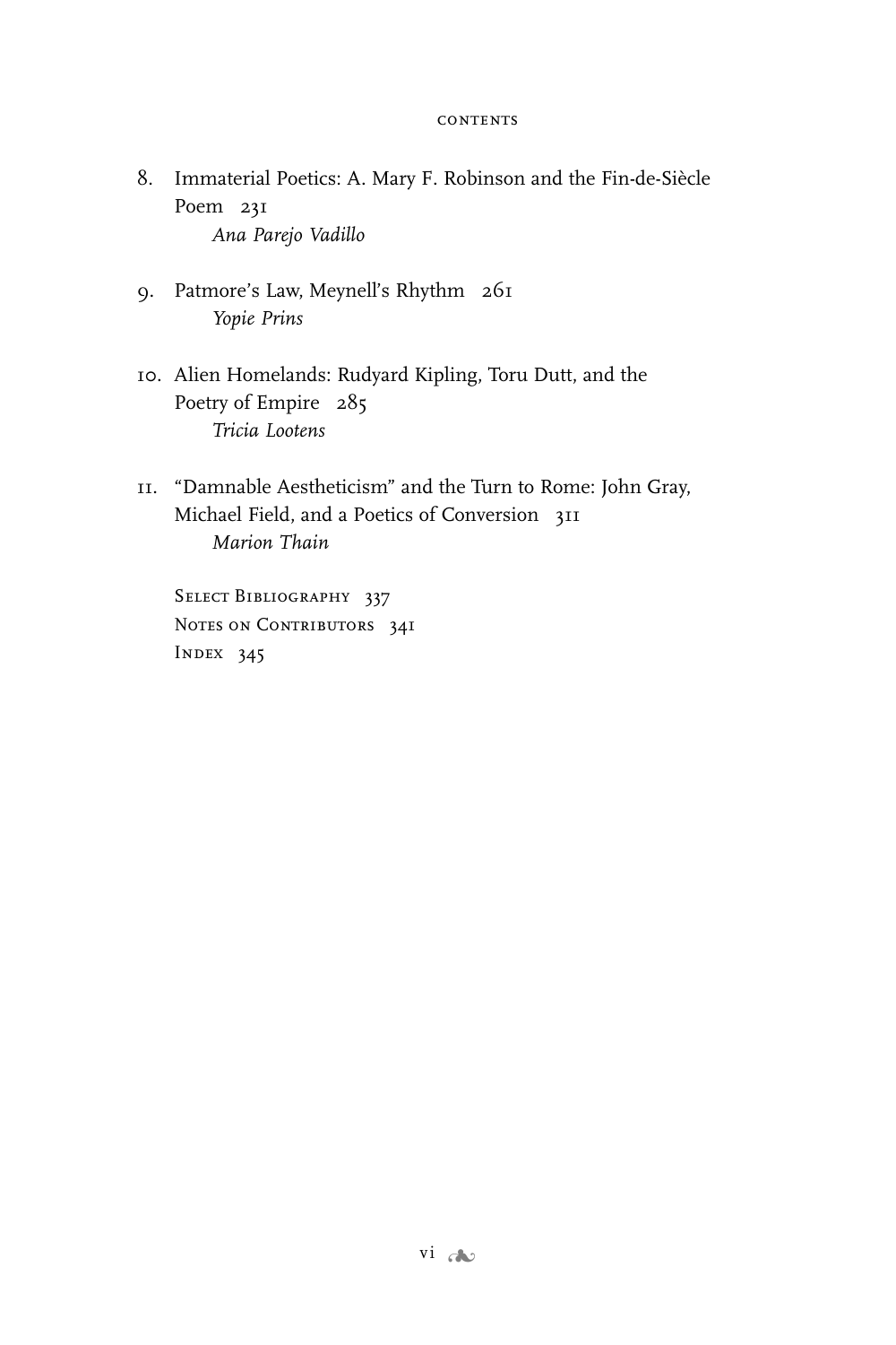8. Immaterial Poetics: A. Mary F. Robinson and the Fin-de-Siècle Poem 231
   *Ana Parejo Vadillo*

9. Patmore's Law, Meynell's Rhythm 261
   *Yopie Prins*

10. Alien Homelands: Rudyard Kipling, Toru Dutt, and the Poetry of Empire 285
    *Tricia Lootens*

11. "Damnable Aestheticism" and the Turn to Rome: John Gray, Michael Field, and a Poetics of Conversion 311
    *Marion Thain*

Select Bibliography 337

Notes on Contributors 341

Index 345